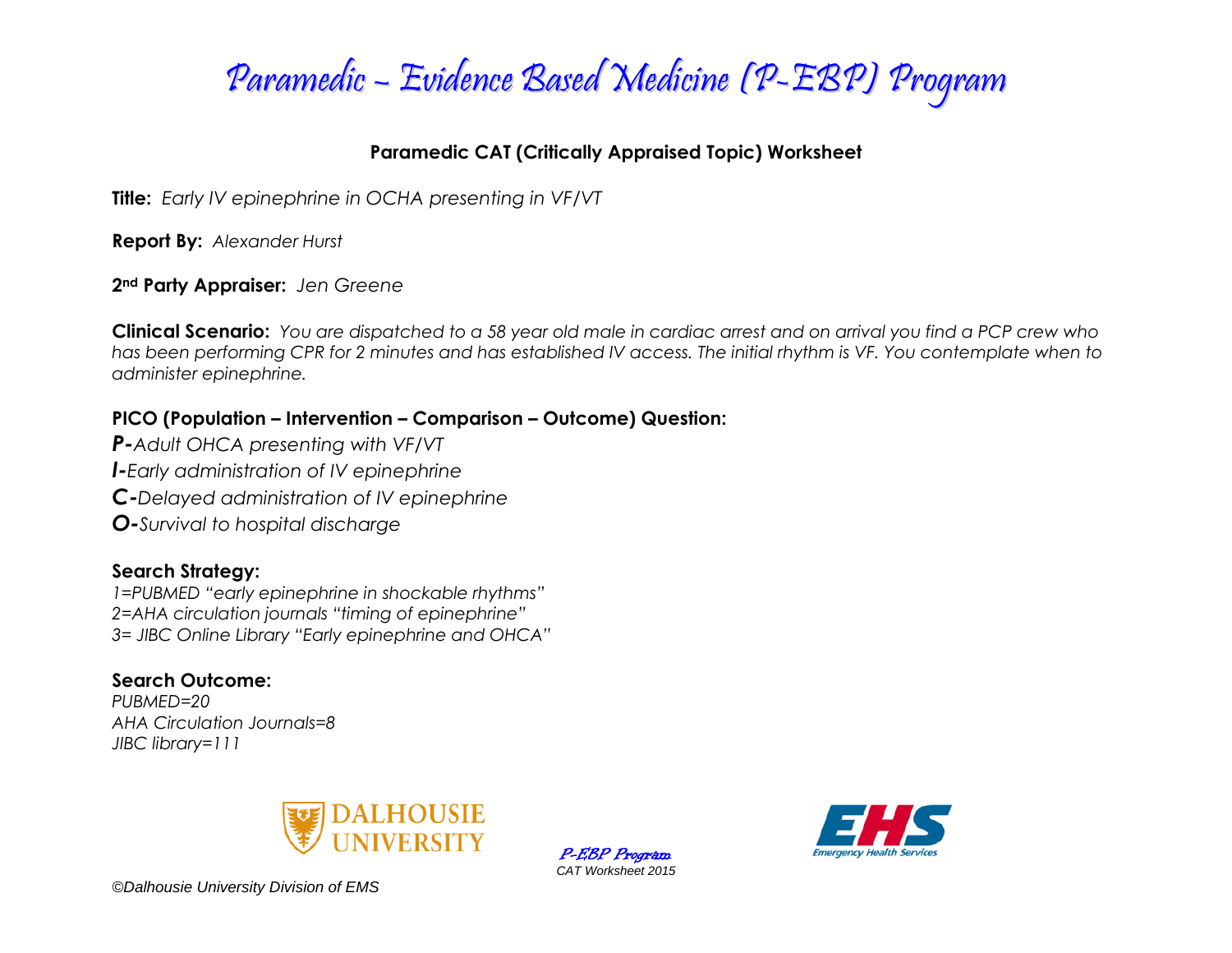# Paramedic – Evidence Based Medicine (P-EBP) Program

## Paramedic CAT (Critically Appraised Topic) Worksheet

**Title:** *Early IV epinephrine in OCHA presenting in VF/VT*

**Report By:** *Alexander Hurst*

**2nd Party Appraiser:** *Jen Greene*

**Clinical Scenario:** *You are dispatched to a 58 year old male in cardiac arrest and on arrival you find a PCP crew who has been performing CPR for 2 minutes and has established IV access. The initial rhythm is VF. You contemplate when to administer epinephrine.*

### PICO (Population – Intervention – Comparison – Outcome) Question:

***P-****Adult OHCA presenting with VF/VT*
***I-****Early administration of IV epinephrine*
***C-****Delayed administration of IV epinephrine*
***O-****Survival to hospital discharge*

### Search Strategy:

*1=PUBMED "early epinephrine in shockable rhythms"*
*2=AHA circulation journals "timing of epinephrine"*
*3= JIBC Online Library "Early epinephrine and OHCA"*

### Search Outcome:

*PUBMED=20*
*AHA Circulation Journals=8*
*JIBC library=111*

DALHOUSIE UNIVERSITY

P-EBP Program
CAT Worksheet 2015

EHS Emergency Health Services

©Dalhousie University Division of EMS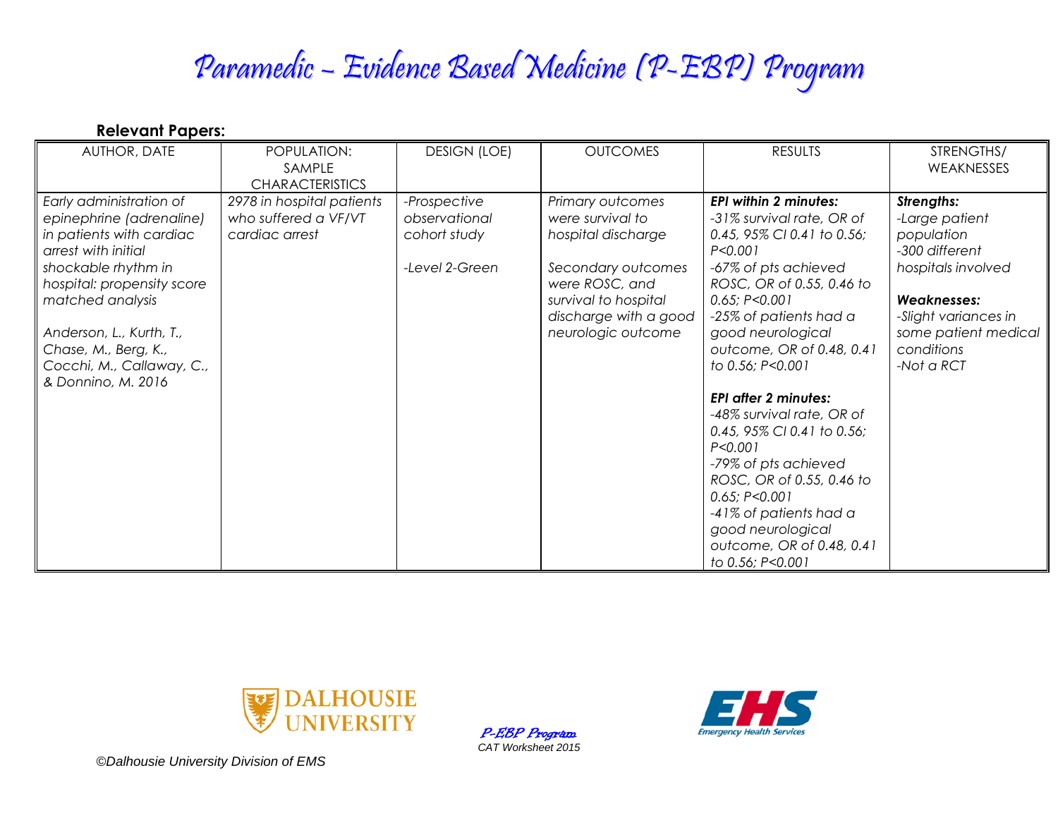# Paramedic – Evidence Based Medicine (P-EBP) Program

**Relevant Papers:**

| AUTHOR, DATE | POPULATION: SAMPLE CHARACTERISTICS | DESIGN (LOE) | OUTCOMES | RESULTS | STRENGTHS/ WEAKNESSES |
|---|---|---|---|---|---|
| *Early administration of epinephrine (adrenaline) in patients with cardiac arrest with initial shockable rhythm in hospital: propensity score matched analysis*<br><br>*Anderson, L., Kurth, T., Chase, M., Berg, K., Cocchi, M., Callaway, C., & Donnino, M. 2016* | *2978 in hospital patients who suffered a VF/VT cardiac arrest* | *-Prospective observational cohort study*<br><br>*-Level 2-Green* | *Primary outcomes were survival to hospital discharge*<br><br>*Secondary outcomes were ROSC, and survival to hospital discharge with a good neurologic outcome* | ***EPI within 2 minutes:***<br>*-31% survival rate, OR of 0.45, 95% CI 0.41 to 0.56; P<0.001*<br>*-67% of pts achieved ROSC, OR of 0.55, 0.46 to 0.65; P<0.001*<br>*-25% of patients had a good neurological outcome, OR of 0.48, 0.41 to 0.56; P<0.001*<br><br>***EPI after 2 minutes:***<br>*-48% survival rate, OR of 0.45, 95% CI 0.41 to 0.56; P<0.001*<br>*-79% of pts achieved ROSC, OR of 0.55, 0.46 to 0.65; P<0.001*<br>*-41% of patients had a good neurological outcome, OR of 0.48, 0.41 to 0.56; P<0.001* | ***Strengths:***<br>*-Large patient population*<br>*-300 different hospitals involved*<br><br>***Weaknesses:***<br>*-Slight variances in some patient medical conditions*<br>*-Not a RCT* |

*P-EBP Program*
*CAT Worksheet 2015*

*©Dalhousie University Division of EMS*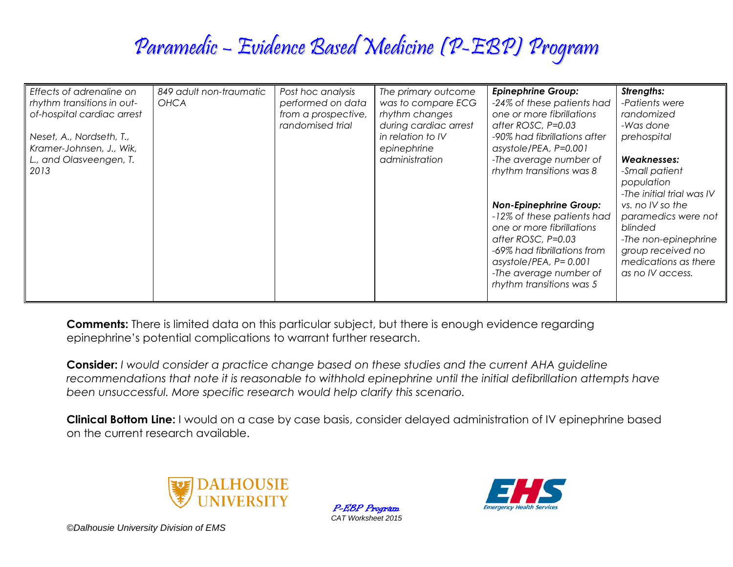# Paramedic – Evidence Based Medicine (P-EBP) Program

| | | | | | |
|---|---|---|---|---|---|
| *Effects of adrenaline on rhythm transitions in out-of-hospital cardiac arrest*<br><br>*Neset, A., Nordseth, T., Kramer-Johnsen, J., Wik, L., and Olasveengen, T. 2013* | *849 adult non-traumatic OHCA* | *Post hoc analysis performed on data from a prospective, randomised trial* | *The primary outcome was to compare ECG rhythm changes during cardiac arrest in relation to IV epinephrine administration* | ***Epinephrine Group:***<br>*-24% of these patients had one or more fibrillations after ROSC, P=0.03*<br>*-90% had fibrillations after asystole/PEA, P=0.001*<br>*-The average number of rhythm transitions was 8*<br><br>***Non-Epinephrine Group:***<br>*-12% of these patients had one or more fibrillations after ROSC, P=0.03*<br>*-69% had fibrillations from asystole/PEA, P= 0.001*<br>*-The average number of rhythm transitions was 5* | ***Strengths:***<br>*-Patients were randomized*<br>*-Was done prehospital*<br><br>***Weaknesses:***<br>*-Small patient population*<br>*-The initial trial was IV vs. no IV so the paramedics were not blinded*<br>*-The non-epinephrine group received no medications as there as no IV access.* |

**Comments:** There is limited data on this particular subject, but there is enough evidence regarding epinephrine's potential complications to warrant further research.

**Consider:** *I would consider a practice change based on these studies and the current AHA guideline recommendations that note it is reasonable to withhold epinephrine until the initial defibrillation attempts have been unsuccessful. More specific research would help clarify this scenario.*

**Clinical Bottom Line:** I would on a case by case basis, consider delayed administration of IV epinephrine based on the current research available.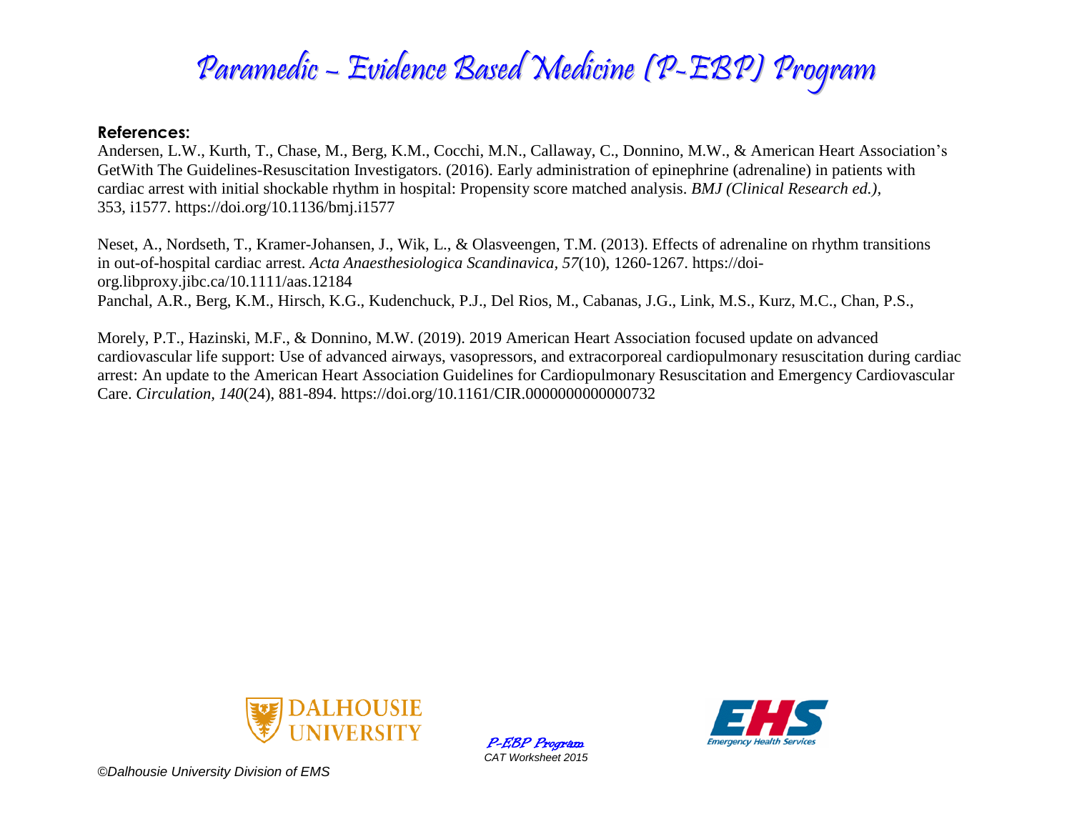**References:**

Andersen, L.W., Kurth, T., Chase, M., Berg, K.M., Cocchi, M.N., Callaway, C., Donnino, M.W., & American Heart Association's GetWith The Guidelines-Resuscitation Investigators. (2016). Early administration of epinephrine (adrenaline) in patients with cardiac arrest with initial shockable rhythm in hospital: Propensity score matched analysis. *BMJ (Clinical Research ed.),* 353, i1577. https://doi.org/10.1136/bmj.i1577

Neset, A., Nordseth, T., Kramer-Johansen, J., Wik, L., & Olasveengen, T.M. (2013). Effects of adrenaline on rhythm transitions in out-of-hospital cardiac arrest. *Acta Anaesthesiologica Scandinavica, 57*(10), 1260-1267. https://doi-org.libproxy.jibc.ca/10.1111/aas.12184

Panchal, A.R., Berg, K.M., Hirsch, K.G., Kudenchuck, P.J., Del Rios, M., Cabanas, J.G., Link, M.S., Kurz, M.C., Chan, P.S.,

Morely, P.T., Hazinski, M.F., & Donnino, M.W. (2019). 2019 American Heart Association focused update on advanced cardiovascular life support: Use of advanced airways, vasopressors, and extracorporeal cardiopulmonary resuscitation during cardiac arrest: An update to the American Heart Association Guidelines for Cardiopulmonary Resuscitation and Emergency Cardiovascular Care. *Circulation*, *140*(24), 881-894. https://doi.org/10.1161/CIR.0000000000000732